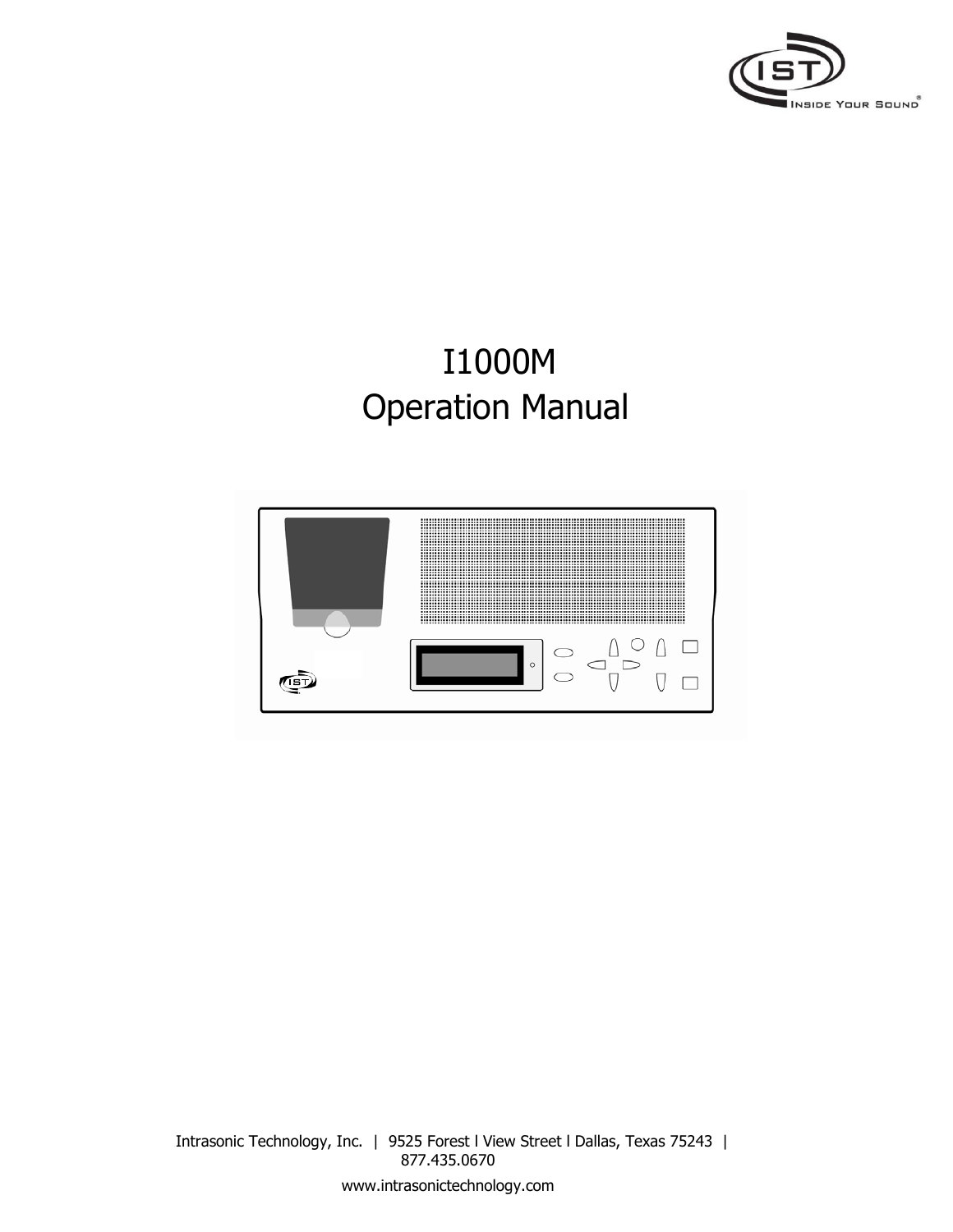# I1000M
# Operation Manual

Intrasonic Technology, Inc. | 9525 Forest l View Street l Dallas, Texas 75243 | 877.435.0670

www.intrasonictechnology.com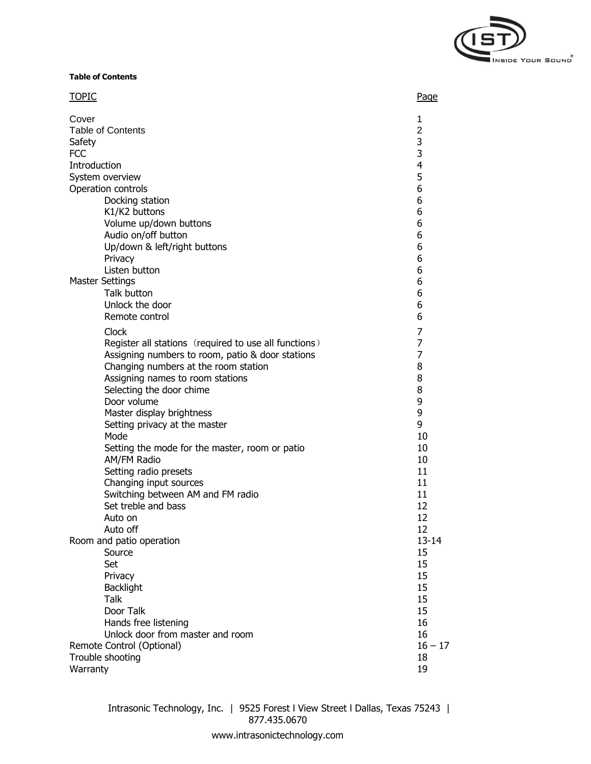**Table of Contents**

| TOPIC | Page |
|---|---|
| Cover | 1 |
| Table of Contents | 2 |
| Safety | 3 |
| FCC | 3 |
| Introduction | 4 |
| System overview | 5 |
| Operation controls | 6 |
| &nbsp;&nbsp;&nbsp;&nbsp;Docking station | 6 |
| &nbsp;&nbsp;&nbsp;&nbsp;K1/K2 buttons | 6 |
| &nbsp;&nbsp;&nbsp;&nbsp;Volume up/down buttons | 6 |
| &nbsp;&nbsp;&nbsp;&nbsp;Audio on/off button | 6 |
| &nbsp;&nbsp;&nbsp;&nbsp;Up/down & left/right buttons | 6 |
| &nbsp;&nbsp;&nbsp;&nbsp;Privacy | 6 |
| &nbsp;&nbsp;&nbsp;&nbsp;Listen button | 6 |
| Master Settings | 6 |
| &nbsp;&nbsp;&nbsp;&nbsp;Talk button | 6 |
| &nbsp;&nbsp;&nbsp;&nbsp;Unlock the door | 6 |
| &nbsp;&nbsp;&nbsp;&nbsp;Remote control | 6 |
| &nbsp;&nbsp;&nbsp;&nbsp;Clock | 7 |
| &nbsp;&nbsp;&nbsp;&nbsp;Register all stations（required to use all functions） | 7 |
| &nbsp;&nbsp;&nbsp;&nbsp;Assigning numbers to room, patio & door stations | 7 |
| &nbsp;&nbsp;&nbsp;&nbsp;Changing numbers at the room station | 8 |
| &nbsp;&nbsp;&nbsp;&nbsp;Assigning names to room stations | 8 |
| &nbsp;&nbsp;&nbsp;&nbsp;Selecting the door chime | 8 |
| &nbsp;&nbsp;&nbsp;&nbsp;Door volume | 9 |
| &nbsp;&nbsp;&nbsp;&nbsp;Master display brightness | 9 |
| &nbsp;&nbsp;&nbsp;&nbsp;Setting privacy at the master | 9 |
| &nbsp;&nbsp;&nbsp;&nbsp;Mode | 10 |
| &nbsp;&nbsp;&nbsp;&nbsp;Setting the mode for the master, room or patio | 10 |
| &nbsp;&nbsp;&nbsp;&nbsp;AM/FM Radio | 10 |
| &nbsp;&nbsp;&nbsp;&nbsp;Setting radio presets | 11 |
| &nbsp;&nbsp;&nbsp;&nbsp;Changing input sources | 11 |
| &nbsp;&nbsp;&nbsp;&nbsp;Switching between AM and FM radio | 11 |
| &nbsp;&nbsp;&nbsp;&nbsp;Set treble and bass | 12 |
| &nbsp;&nbsp;&nbsp;&nbsp;Auto on | 12 |
| &nbsp;&nbsp;&nbsp;&nbsp;Auto off | 12 |
| Room and patio operation | 13-14 |
| &nbsp;&nbsp;&nbsp;&nbsp;Source | 15 |
| &nbsp;&nbsp;&nbsp;&nbsp;Set | 15 |
| &nbsp;&nbsp;&nbsp;&nbsp;Privacy | 15 |
| &nbsp;&nbsp;&nbsp;&nbsp;Backlight | 15 |
| &nbsp;&nbsp;&nbsp;&nbsp;Talk | 15 |
| &nbsp;&nbsp;&nbsp;&nbsp;Door Talk | 15 |
| &nbsp;&nbsp;&nbsp;&nbsp;Hands free listening | 16 |
| &nbsp;&nbsp;&nbsp;&nbsp;Unlock door from master and room | 16 |
| Remote Control (Optional) | 16 – 17 |
| Trouble shooting | 18 |
| Warranty | 19 |

Intrasonic Technology, Inc. | 9525 Forest l View Street l Dallas, Texas 75243 | 877.435.0670

www.intrasonictechnology.com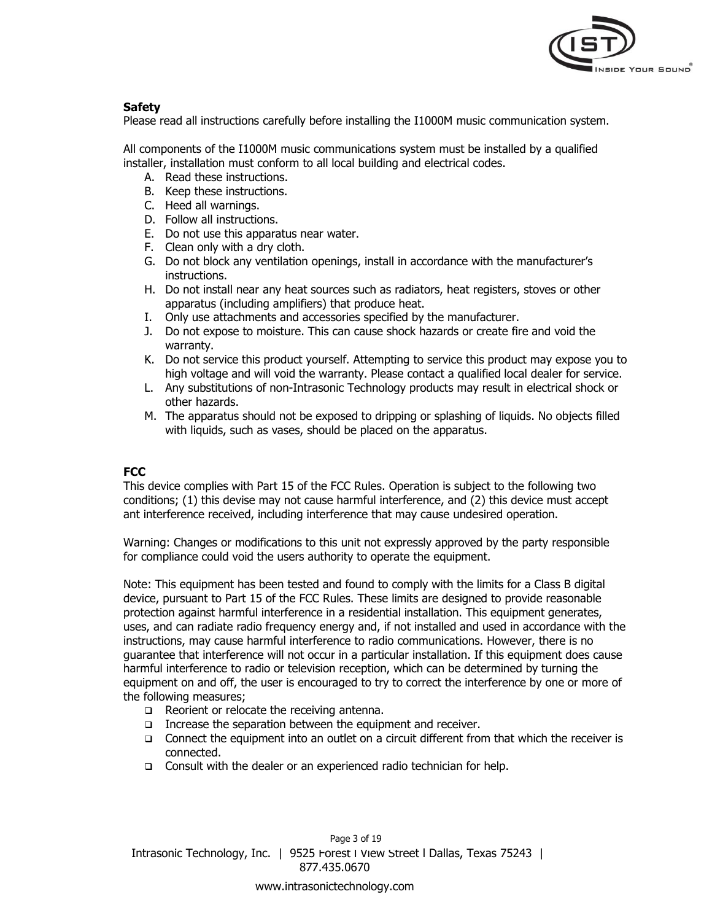## Safety

Please read all instructions carefully before installing the I1000M music communication system.

All components of the I1000M music communications system must be installed by a qualified installer, installation must conform to all local building and electrical codes.

A. Read these instructions.
B. Keep these instructions.
C. Heed all warnings.
D. Follow all instructions.
E. Do not use this apparatus near water.
F. Clean only with a dry cloth.
G. Do not block any ventilation openings, install in accordance with the manufacturer's instructions.
H. Do not install near any heat sources such as radiators, heat registers, stoves or other apparatus (including amplifiers) that produce heat.
I. Only use attachments and accessories specified by the manufacturer.
J. Do not expose to moisture. This can cause shock hazards or create fire and void the warranty.
K. Do not service this product yourself. Attempting to service this product may expose you to high voltage and will void the warranty. Please contact a qualified local dealer for service.
L. Any substitutions of non-Intrasonic Technology products may result in electrical shock or other hazards.
M. The apparatus should not be exposed to dripping or splashing of liquids. No objects filled with liquids, such as vases, should be placed on the apparatus.

## FCC

This device complies with Part 15 of the FCC Rules. Operation is subject to the following two conditions; (1) this devise may not cause harmful interference, and (2) this device must accept ant interference received, including interference that may cause undesired operation.

Warning: Changes or modifications to this unit not expressly approved by the party responsible for compliance could void the users authority to operate the equipment.

Note: This equipment has been tested and found to comply with the limits for a Class B digital device, pursuant to Part 15 of the FCC Rules. These limits are designed to provide reasonable protection against harmful interference in a residential installation. This equipment generates, uses, and can radiate radio frequency energy and, if not installed and used in accordance with the instructions, may cause harmful interference to radio communications. However, there is no guarantee that interference will not occur in a particular installation. If this equipment does cause harmful interference to radio or television reception, which can be determined by turning the equipment on and off, the user is encouraged to try to correct the interference by one or more of the following measures;

- Reorient or relocate the receiving antenna.
- Increase the separation between the equipment and receiver.
- Connect the equipment into an outlet on a circuit different from that which the receiver is connected.
- Consult with the dealer or an experienced radio technician for help.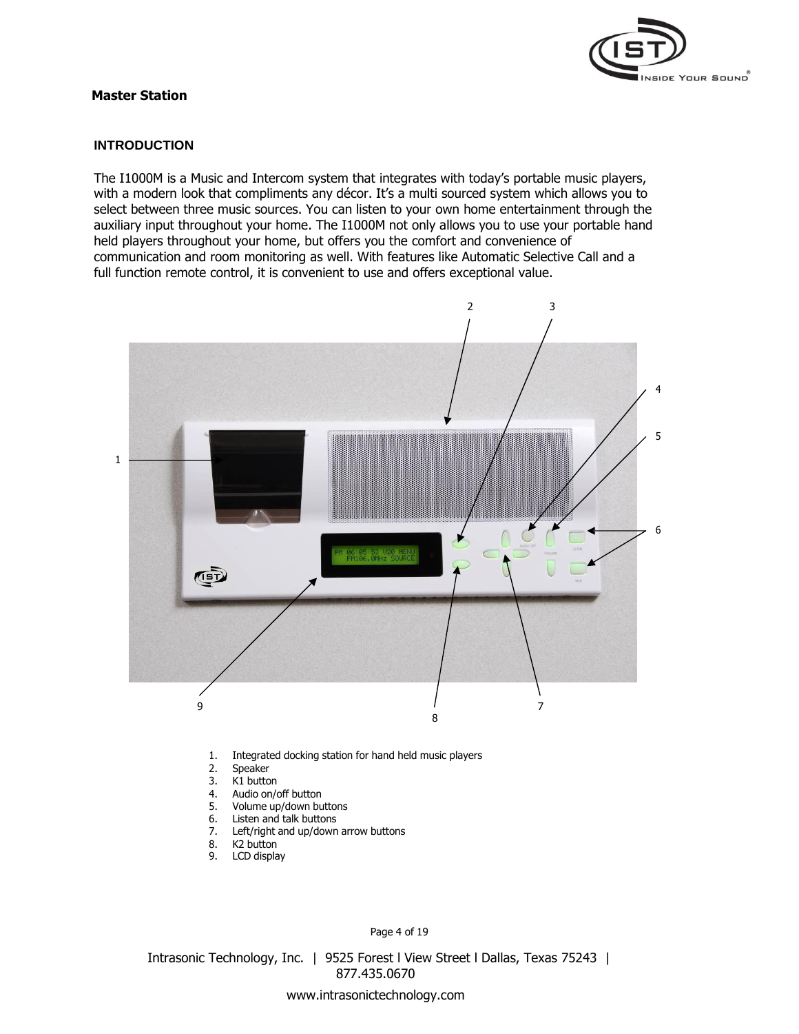**Master Station**

## INTRODUCTION

The I1000M is a Music and Intercom system that integrates with today's portable music players, with a modern look that compliments any décor. It's a multi sourced system which allows you to select between three music sources. You can listen to your own home entertainment through the auxiliary input throughout your home. The I1000M not only allows you to use your portable hand held players throughout your home, but offers you the comfort and convenience of communication and room monitoring as well. With features like Automatic Selective Call and a full function remote control, it is convenient to use and offers exceptional value.

1. Integrated docking station for hand held music players
2. Speaker
3. K1 button
4. Audio on/off button
5. Volume up/down buttons
6. Listen and talk buttons
7. Left/right and up/down arrow buttons
8. K2 button
9. LCD display

Intrasonic Technology, Inc. | 9525 Forest l View Street l Dallas, Texas 75243 | 877.435.0670

www.intrasonictechnology.com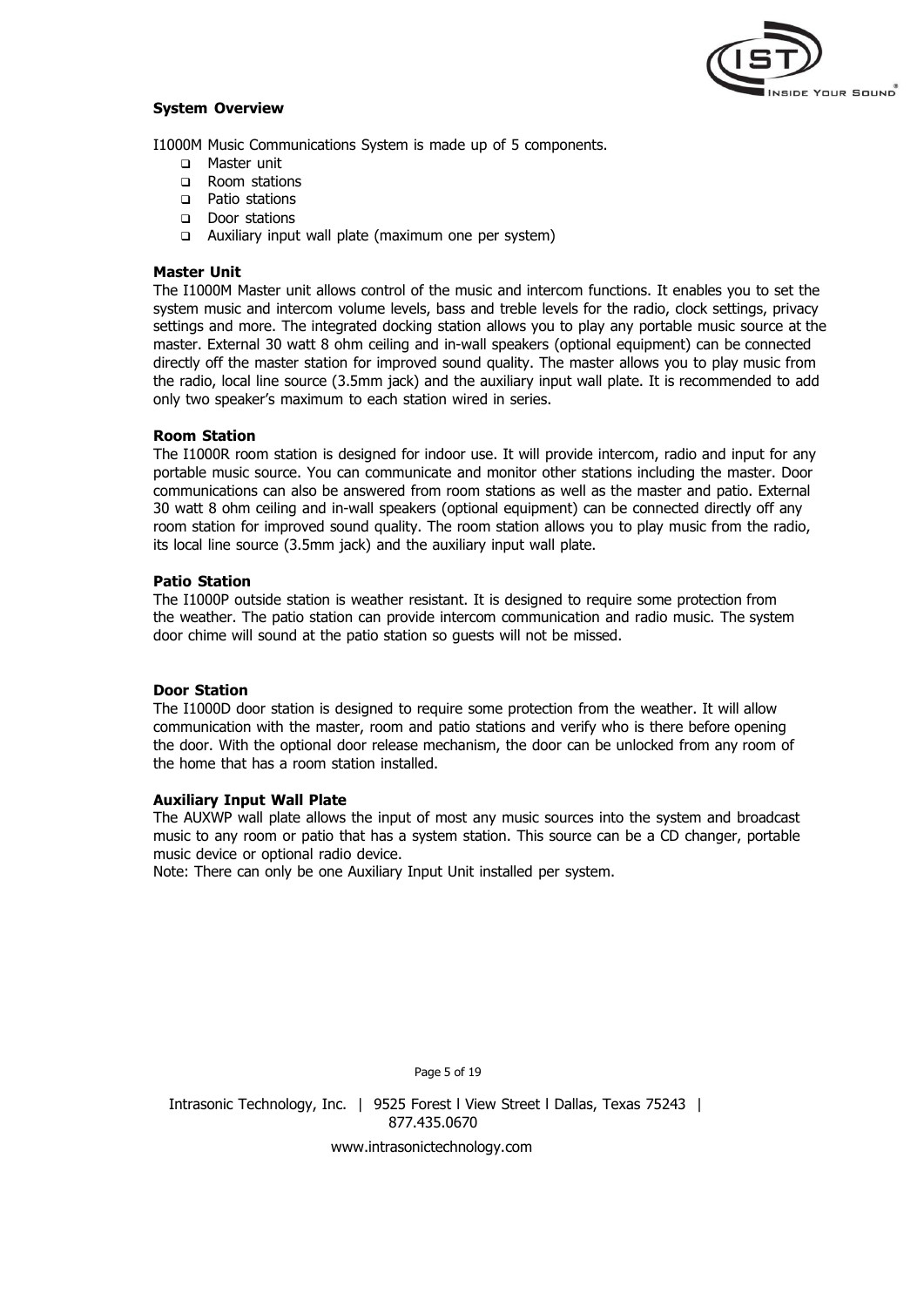## System Overview

I1000M Music Communications System is made up of 5 components.

- Master unit
- Room stations
- Patio stations
- Door stations
- Auxiliary input wall plate (maximum one per system)

### Master Unit

The I1000M Master unit allows control of the music and intercom functions. It enables you to set the system music and intercom volume levels, bass and treble levels for the radio, clock settings, privacy settings and more. The integrated docking station allows you to play any portable music source at the master. External 30 watt 8 ohm ceiling and in-wall speakers (optional equipment) can be connected directly off the master station for improved sound quality. The master allows you to play music from the radio, local line source (3.5mm jack) and the auxiliary input wall plate. It is recommended to add only two speaker's maximum to each station wired in series.

### Room Station

The I1000R room station is designed for indoor use. It will provide intercom, radio and input for any portable music source. You can communicate and monitor other stations including the master. Door communications can also be answered from room stations as well as the master and patio. External 30 watt 8 ohm ceiling and in-wall speakers (optional equipment) can be connected directly off any room station for improved sound quality. The room station allows you to play music from the radio, its local line source (3.5mm jack) and the auxiliary input wall plate.

### Patio Station

The I1000P outside station is weather resistant. It is designed to require some protection from the weather. The patio station can provide intercom communication and radio music. The system door chime will sound at the patio station so guests will not be missed.

### Door Station

The I1000D door station is designed to require some protection from the weather. It will allow communication with the master, room and patio stations and verify who is there before opening the door. With the optional door release mechanism, the door can be unlocked from any room of the home that has a room station installed.

### Auxiliary Input Wall Plate

The AUXWP wall plate allows the input of most any music sources into the system and broadcast music to any room or patio that has a system station. This source can be a CD changer, portable music device or optional radio device.

Note: There can only be one Auxiliary Input Unit installed per system.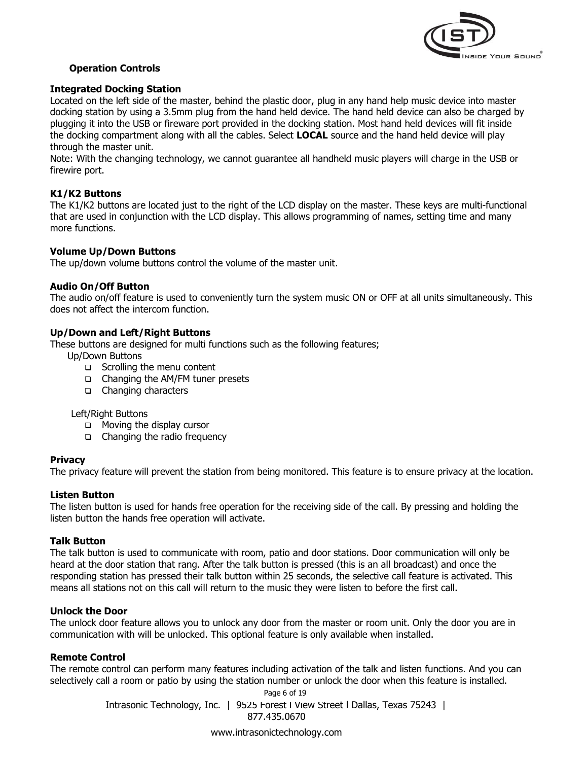## Operation Controls

### Integrated Docking Station

Located on the left side of the master, behind the plastic door, plug in any hand help music device into master docking station by using a 3.5mm plug from the hand held device. The hand held device can also be charged by plugging it into the USB or fireware port provided in the docking station. Most hand held devices will fit inside the docking compartment along with all the cables. Select **LOCAL** source and the hand held device will play through the master unit.

Note: With the changing technology, we cannot guarantee all handheld music players will charge in the USB or firewire port.

### K1/K2 Buttons

The K1/K2 buttons are located just to the right of the LCD display on the master. These keys are multi-functional that are used in conjunction with the LCD display. This allows programming of names, setting time and many more functions.

### Volume Up/Down Buttons

The up/down volume buttons control the volume of the master unit.

### Audio On/Off Button

The audio on/off feature is used to conveniently turn the system music ON or OFF at all units simultaneously. This does not affect the intercom function.

### Up/Down and Left/Right Buttons

These buttons are designed for multi functions such as the following features;

Up/Down Buttons

- Scrolling the menu content
- Changing the AM/FM tuner presets
- Changing characters

Left/Right Buttons

- Moving the display cursor
- Changing the radio frequency

### Privacy

The privacy feature will prevent the station from being monitored. This feature is to ensure privacy at the location.

### Listen Button

The listen button is used for hands free operation for the receiving side of the call. By pressing and holding the listen button the hands free operation will activate.

### Talk Button

The talk button is used to communicate with room, patio and door stations. Door communication will only be heard at the door station that rang. After the talk button is pressed (this is an all broadcast) and once the responding station has pressed their talk button within 25 seconds, the selective call feature is activated. This means all stations not on this call will return to the music they were listen to before the first call.

### Unlock the Door

The unlock door feature allows you to unlock any door from the master or room unit. Only the door you are in communication with will be unlocked. This optional feature is only available when installed.

### Remote Control

The remote control can perform many features including activation of the talk and listen functions. And you can selectively call a room or patio by using the station number or unlock the door when this feature is installed.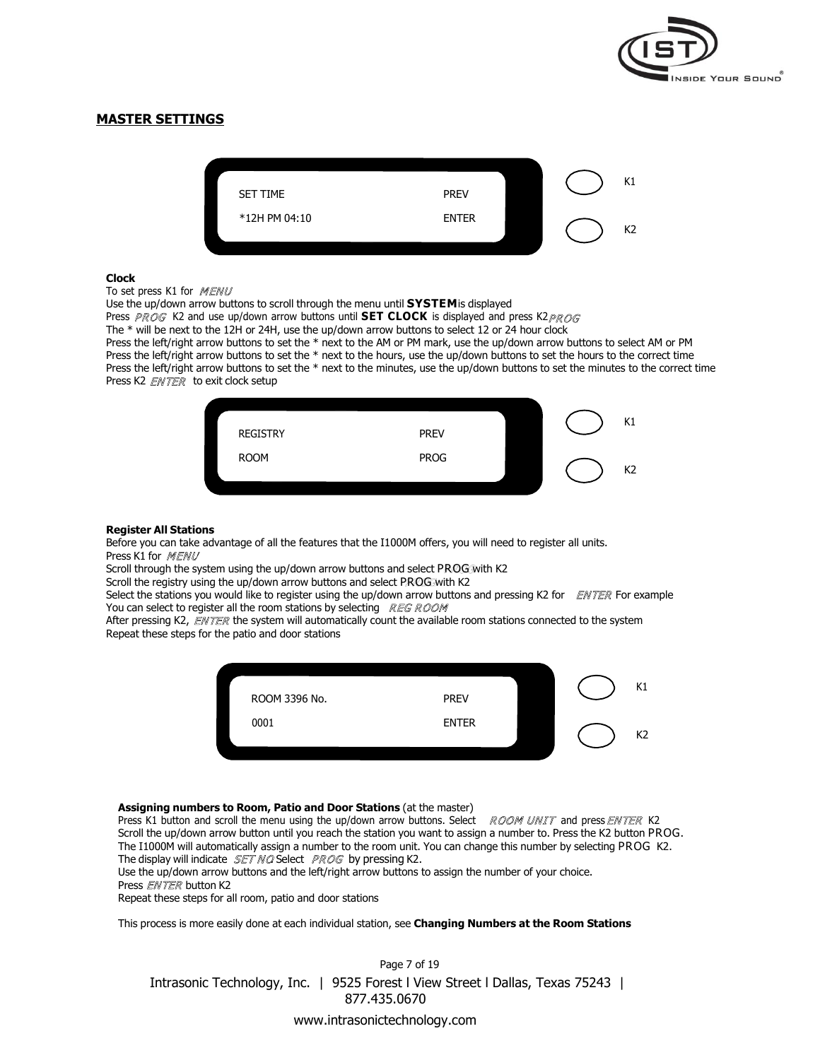## MASTER SETTINGS

| SET TIME | PREV | K1 |
| --- | --- | --- |
| *12H PM 04:10 | ENTER | K2 |

**Clock**

To set press K1 for *MENU*

Use the up/down arrow buttons to scroll through the menu until **SYSTEM** is displayed

Press *PROG* K2 and use up/down arrow buttons until **SET CLOCK** is displayed and press K2 *PROG*

The * will be next to the 12H or 24H, use the up/down arrow buttons to select 12 or 24 hour clock

Press the left/right arrow buttons to set the * next to the AM or PM mark, use the up/down arrow buttons to select AM or PM

Press the left/right arrow buttons to set the * next to the hours, use the up/down buttons to set the hours to the correct time

Press the left/right arrow buttons to set the * next to the minutes, use the up/down buttons to set the minutes to the correct time

Press K2 *ENTER* to exit clock setup

| REGISTRY | PREV | K1 |
| --- | --- | --- |
| ROOM | PROG | K2 |

**Register All Stations**

Before you can take advantage of all the features that the I1000M offers, you will need to register all units.

Press K1 for *MENU*

Scroll through the system using the up/down arrow buttons and select PROG with K2

Scroll the registry using the up/down arrow buttons and select PROG with K2

Select the stations you would like to register using the up/down arrow buttons and pressing K2 for *ENTER* For example You can select to register all the room stations by selecting *REG ROOM*

After pressing K2, *ENTER* the system will automatically count the available room stations connected to the system

Repeat these steps for the patio and door stations

| ROOM 3396 No. | PREV | K1 |
| --- | --- | --- |
| 0001 | ENTER | K2 |

**Assigning numbers to Room, Patio and Door Stations** (at the master)

Press K1 button and scroll the menu using the up/down arrow buttons. Select *ROOM UNIT* and press *ENTER* K2

Scroll the up/down arrow button until you reach the station you want to assign a number to. Press the K2 button PROG.

The I1000M will automatically assign a number to the room unit. You can change this number by selecting PROG K2.

The display will indicate *SET NO* Select *PROG* by pressing K2.

Use the up/down arrow buttons and the left/right arrow buttons to assign the number of your choice.

Press *ENTER* button K2

Repeat these steps for all room, patio and door stations

This process is more easily done at each individual station, see **Changing Numbers at the Room Stations**

Intrasonic Technology, Inc. | 9525 Forest l View Street l Dallas, Texas 75243 | 877.435.0670

www.intrasonictechnology.com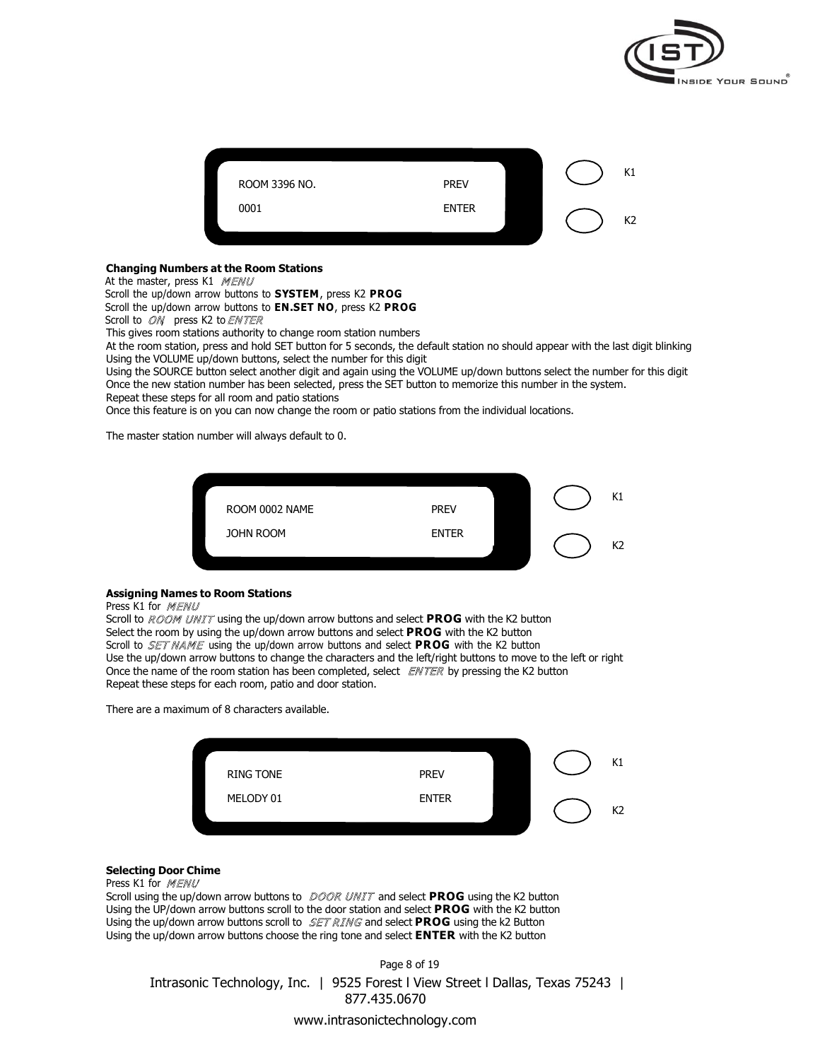| ROOM 3396 NO. | PREV |
| --- | --- |
| 0001 | ENTER |

K1

K2

**Changing Numbers at the Room Stations**

At the master, press K1 *MENU*
Scroll the up/down arrow buttons to **SYSTEM**, press K2 **PROG**
Scroll the up/down arrow buttons to **EN.SET NO**, press K2 **PROG**
Scroll to *ON* press K2 to *ENTER*
This gives room stations authority to change room station numbers
At the room station, press and hold SET button for 5 seconds, the default station no should appear with the last digit blinking
Using the VOLUME up/down buttons, select the number for this digit
Using the SOURCE button select another digit and again using the VOLUME up/down buttons select the number for this digit
Once the new station number has been selected, press the SET button to memorize this number in the system.
Repeat these steps for all room and patio stations
Once this feature is on you can now change the room or patio stations from the individual locations.

The master station number will always default to 0.

| ROOM 0002 NAME | PREV |
| --- | --- |
| JOHN ROOM | ENTER |

K1

K2

**Assigning Names to Room Stations**

Press K1 for *MENU*
Scroll to *ROOM UNIT* using the up/down arrow buttons and select **PROG** with the K2 button
Select the room by using the up/down arrow buttons and select **PROG** with the K2 button
Scroll to *SET NAME* using the up/down arrow buttons and select **PROG** with the K2 button
Use the up/down arrow buttons to change the characters and the left/right buttons to move to the left or right
Once the name of the room station has been completed, select *ENTER* by pressing the K2 button
Repeat these steps for each room, patio and door station.

There are a maximum of 8 characters available.

| RING TONE | PREV |
| --- | --- |
| MELODY 01 | ENTER |

K1

K2

**Selecting Door Chime**

Press K1 for *MENU*
Scroll using the up/down arrow buttons to *DOOR UNIT* and select **PROG** using the K2 button
Using the UP/down arrow buttons scroll to the door station and select **PROG** with the K2 button
Using the up/down arrow buttons scroll to *SET RING* and select **PROG** using the k2 Button
Using the up/down arrow buttons choose the ring tone and select **ENTER** with the K2 button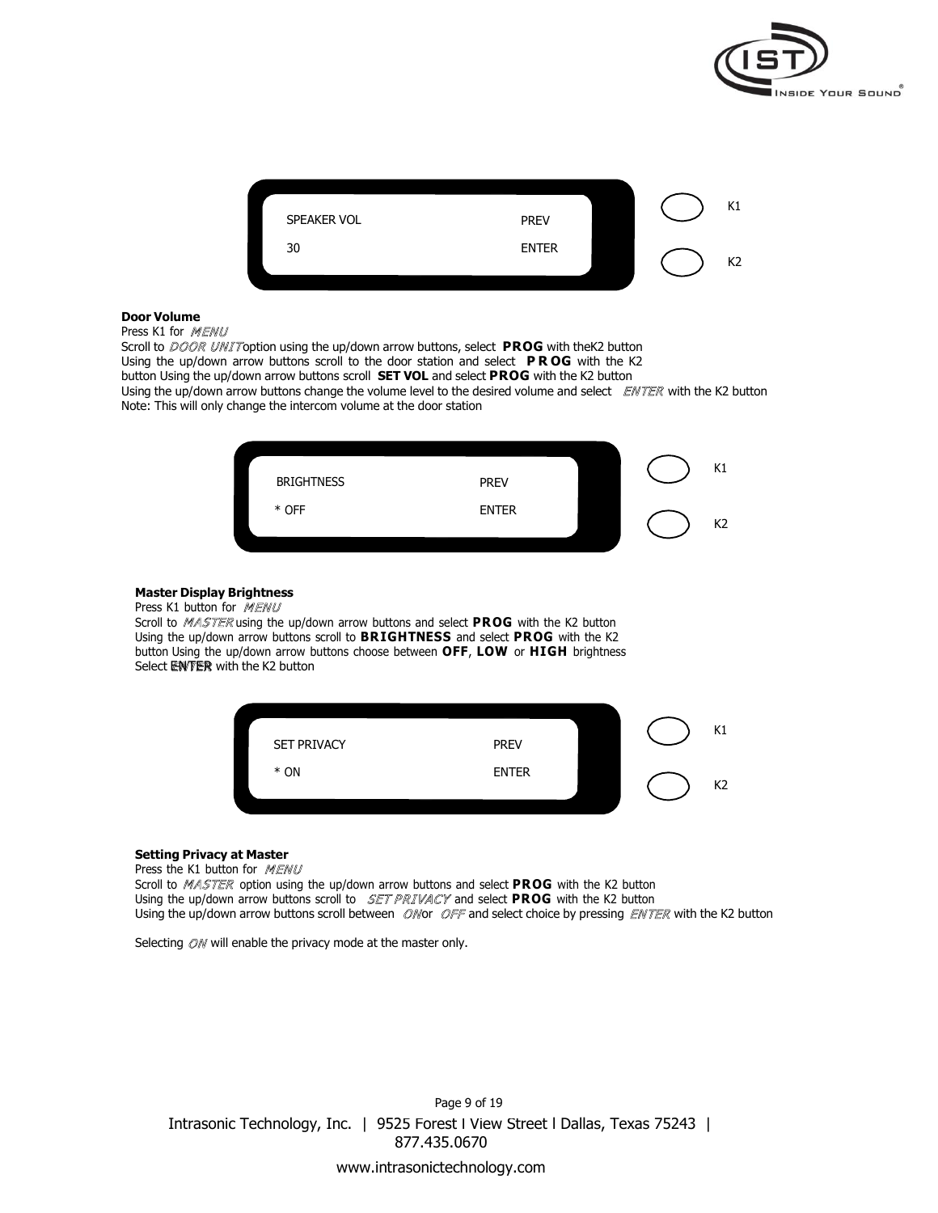SPEAKER VOL PREV K1

30 ENTER K2

**Door Volume**

Press K1 for *MENU*

Scroll to *DOOR UNIT* option using the up/down arrow buttons, select **PROG** with theK2 button
Using the up/down arrow buttons scroll to the door station and select **PROG** with the K2 button Using the up/down arrow buttons scroll **SET VOL** and select **PROG** with the K2 button
Using the up/down arrow buttons change the volume level to the desired volume and select *ENTER* with the K2 button
Note: This will only change the intercom volume at the door station

BRIGHTNESS PREV K1

* OFF ENTER K2

**Master Display Brightness**

Press K1 button for *MENU*

Scroll to *MASTER* using the up/down arrow buttons and select **PROG** with the K2 button
Using the up/down arrow buttons scroll to **BRIGHTNESS** and select **PROG** with the K2 button Using the up/down arrow buttons choose between **OFF**, **LOW** or **HIGH** brightness
Select ENTER with the K2 button

SET PRIVACY PREV K1

* ON ENTER K2

**Setting Privacy at Master**

Press the K1 button for *MENU*

Scroll to *MASTER* option using the up/down arrow buttons and select **PROG** with the K2 button
Using the up/down arrow buttons scroll to *SET PRIVACY* and select **PROG** with the K2 button
Using the up/down arrow buttons scroll between *ON* or *OFF* and select choice by pressing *ENTER* with the K2 button

Selecting *ON* will enable the privacy mode at the master only.

Intrasonic Technology, Inc. | 9525 Forest l View Street l Dallas, Texas 75243 | 877.435.0670

www.intrasonictechnology.com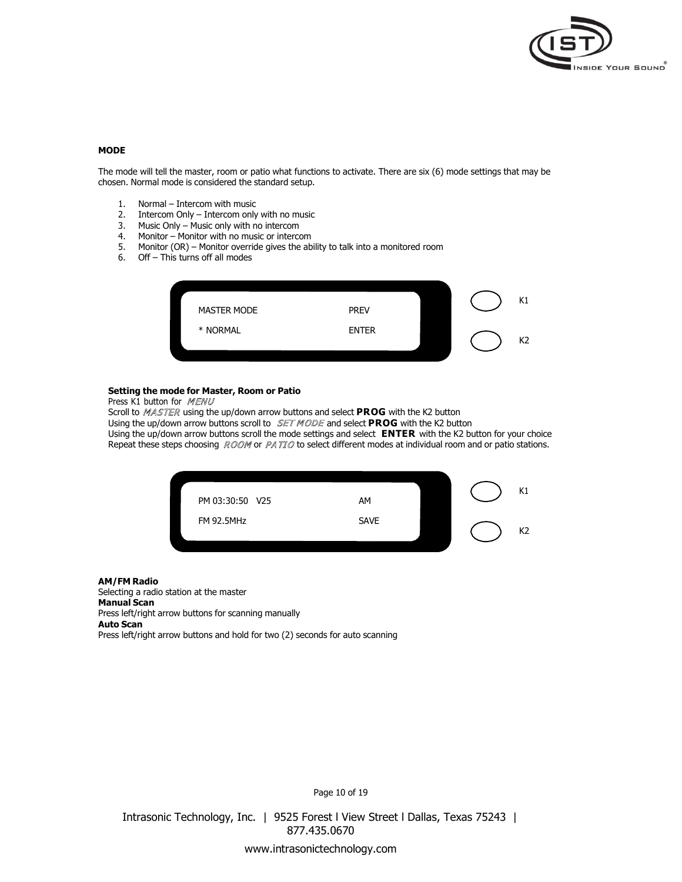**MODE**

The mode will tell the master, room or patio what functions to activate. There are six (6) mode settings that may be chosen. Normal mode is considered the standard setup.

1. Normal – Intercom with music
2. Intercom Only – Intercom only with no music
3. Music Only – Music only with no intercom
4. Monitor – Monitor with no music or intercom
5. Monitor (OR) – Monitor override gives the ability to talk into a monitored room
6. Off – This turns off all modes

| | | |
|---|---|---|
| MASTER MODE | PREV | K1 |
| * NORMAL | ENTER | K2 |

**Setting the mode for Master, Room or Patio**

Press K1 button for *MENU*
Scroll to *MASTER* using the up/down arrow buttons and select **PROG** with the K2 button
Using the up/down arrow buttons scroll to *SET MODE* and select **PROG** with the K2 button
Using the up/down arrow buttons scroll the mode settings and select **ENTER** with the K2 button for your choice
Repeat these steps choosing *ROOM* or *PATIO* to select different modes at individual room and or patio stations.

| | | |
|---|---|---|
| PM 03:30:50 V25 | AM | K1 |
| FM 92.5MHz | SAVE | K2 |

**AM/FM Radio**
Selecting a radio station at the master
**Manual Scan**
Press left/right arrow buttons for scanning manually
**Auto Scan**
Press left/right arrow buttons and hold for two (2) seconds for auto scanning

Intrasonic Technology, Inc. | 9525 Forest l View Street l Dallas, Texas 75243 | 877.435.0670
www.intrasonictechnology.com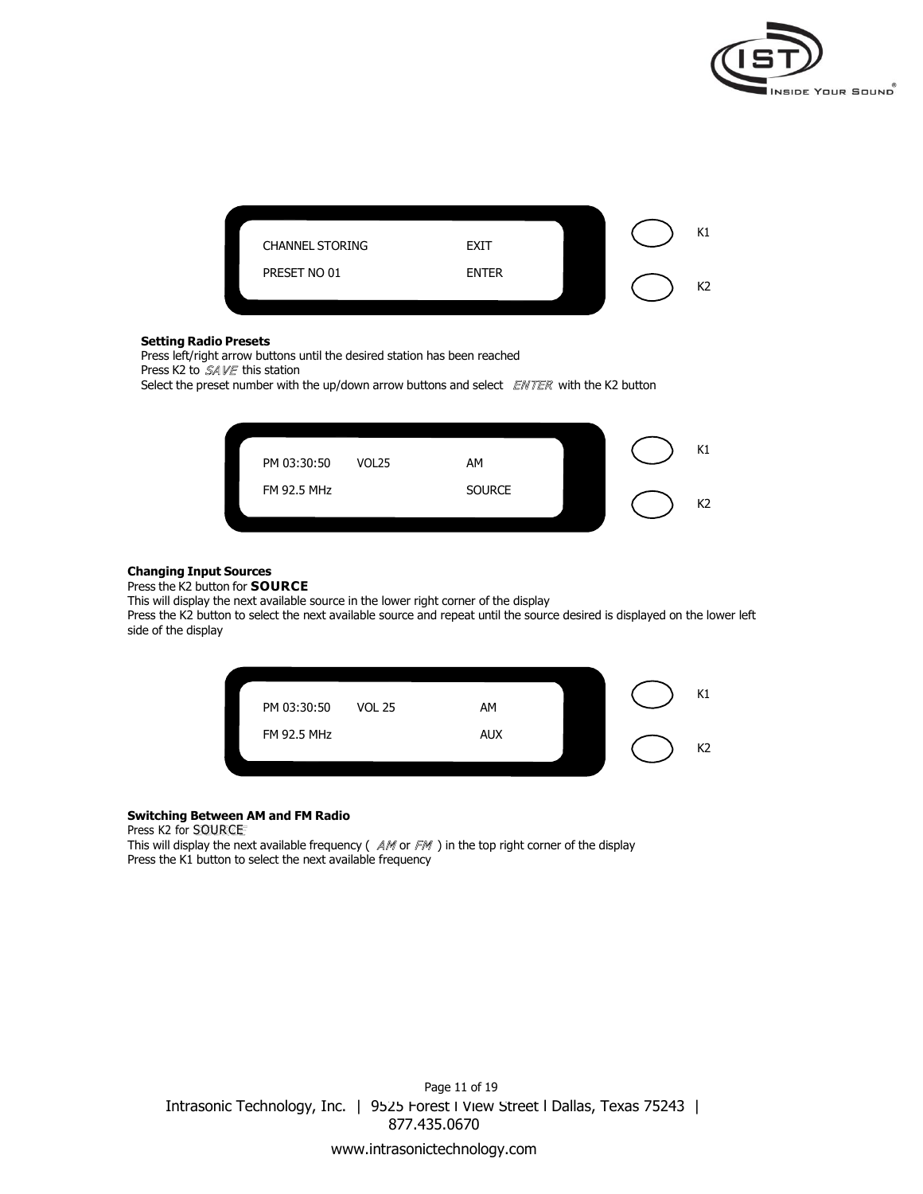| CHANNEL STORING | EXIT | K1 |
| --- | --- | --- |
| PRESET NO 01 | ENTER | K2 |

**Setting Radio Presets**

Press left/right arrow buttons until the desired station has been reached
Press K2 to *SAVE* this station
Select the preset number with the up/down arrow buttons and select *ENTER* with the K2 button

| PM 03:30:50 | VOL25 | AM | K1 |
| --- | --- | --- | --- |
| FM 92.5 MHz | | SOURCE | K2 |

**Changing Input Sources**

Press the K2 button for **SOURCE**
This will display the next available source in the lower right corner of the display
Press the K2 button to select the next available source and repeat until the source desired is displayed on the lower left side of the display

| PM 03:30:50 | VOL 25 | AM | K1 |
| --- | --- | --- | --- |
| FM 92.5 MHz | | AUX | K2 |

**Switching Between AM and FM Radio**

Press K2 for SOURCE
This will display the next available frequency ( *AM* or *FM* ) in the top right corner of the display
Press the K1 button to select the next available frequency

Intrasonic Technology, Inc. | 9525 Forest l View Street l Dallas, Texas 75243 | 877.435.0670

www.intrasonictechnology.com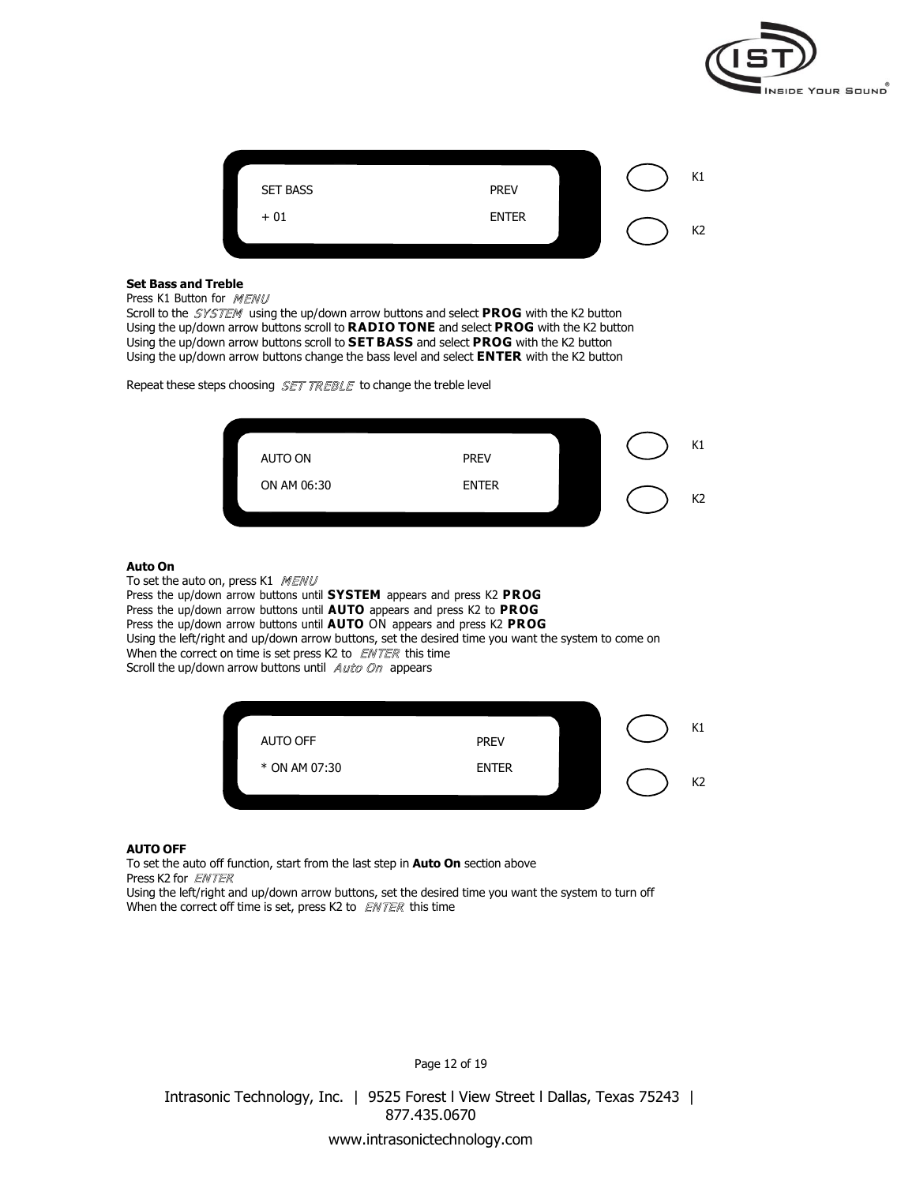SET BASS PREV

+ 01 ENTER

K1

K2

**Set Bass and Treble**

Press K1 Button for *MENU*
Scroll to the *SYSTEM* using the up/down arrow buttons and select **PROG** with the K2 button
Using the up/down arrow buttons scroll to **RADIO TONE** and select **PROG** with the K2 button
Using the up/down arrow buttons scroll to **SET BASS** and select **PROG** with the K2 button
Using the up/down arrow buttons change the bass level and select **ENTER** with the K2 button

Repeat these steps choosing *SET TREBLE* to change the treble level

AUTO ON PREV

ON AM 06:30 ENTER

K1

K2

**Auto On**

To set the auto on, press K1 *MENU*
Press the up/down arrow buttons until **SYSTEM** appears and press K2 **PROG**
Press the up/down arrow buttons until **AUTO** appears and press K2 to **PROG**
Press the up/down arrow buttons until **AUTO** ON appears and press K2 **PROG**
Using the left/right and up/down arrow buttons, set the desired time you want the system to come on
When the correct on time is set press K2 to *ENTER* this time
Scroll the up/down arrow buttons until *Auto On* appears

AUTO OFF PREV

* ON AM 07:30 ENTER

K1

K2

**AUTO OFF**

To set the auto off function, start from the last step in **Auto On** section above
Press K2 for *ENTER*
Using the left/right and up/down arrow buttons, set the desired time you want the system to turn off
When the correct off time is set, press K2 to *ENTER* this time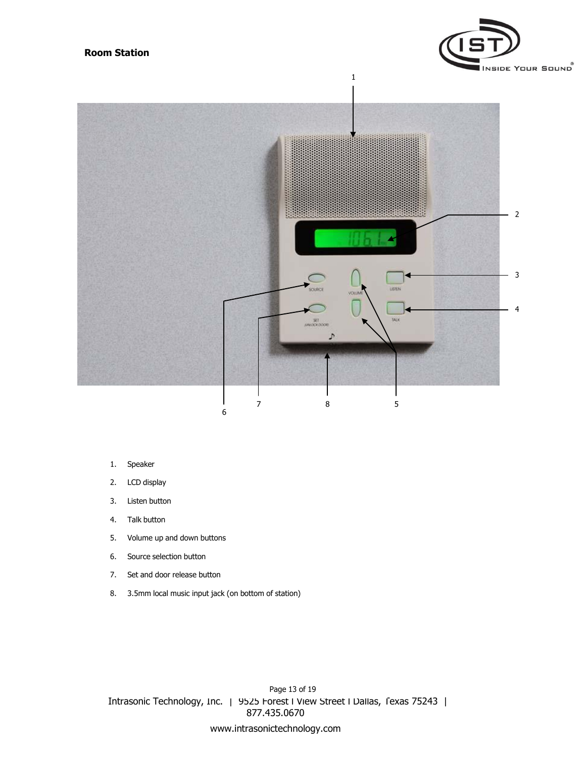## Room Station

1. Speaker
2. LCD display
3. Listen button
4. Talk button
5. Volume up and down buttons
6. Source selection button
7. Set and door release button
8. 3.5mm local music input jack (on bottom of station)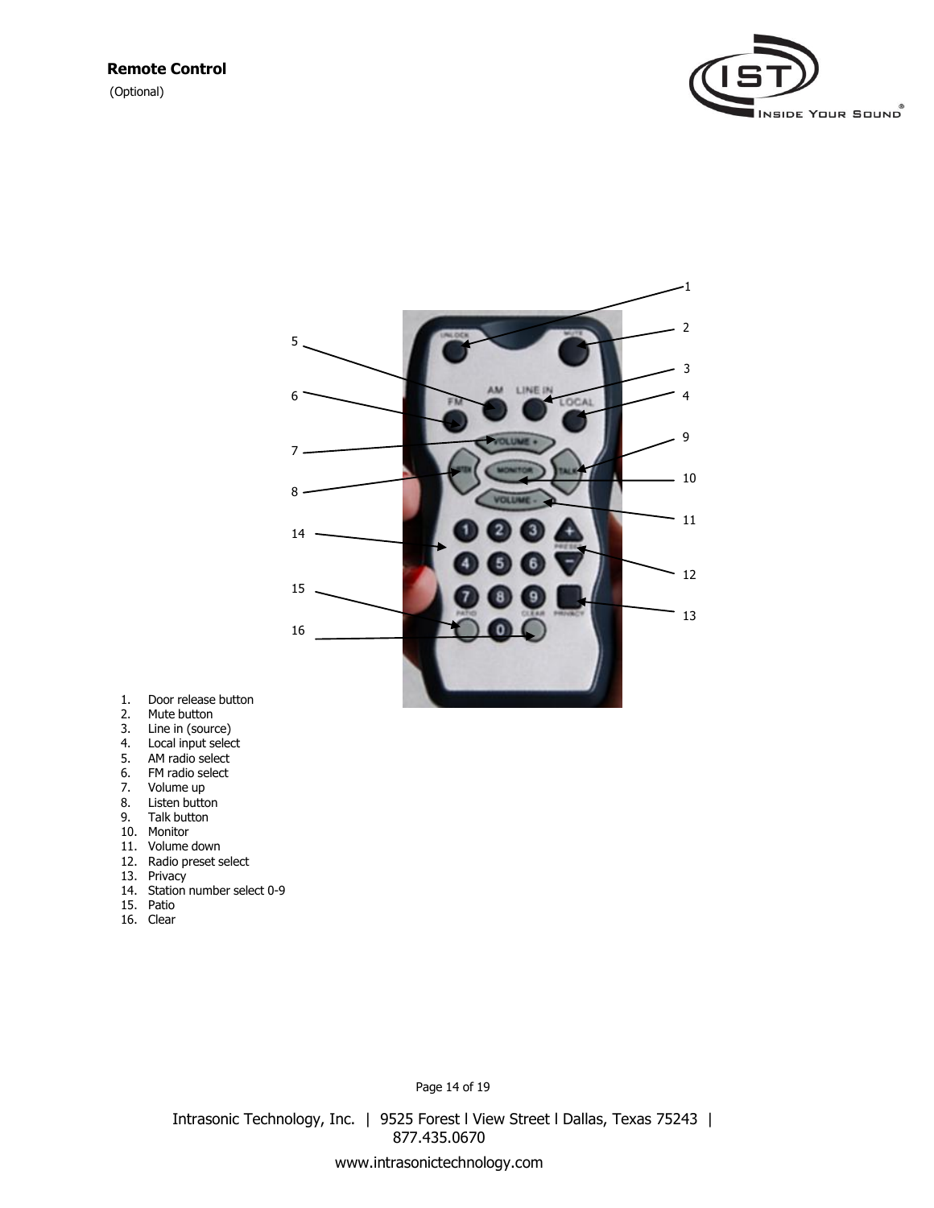## Remote Control

(Optional)

1. Door release button
2. Mute button
3. Line in (source)
4. Local input select
5. AM radio select
6. FM radio select
7. Volume up
8. Listen button
9. Talk button
10. Monitor
11. Volume down
12. Radio preset select
13. Privacy
14. Station number select 0-9
15. Patio
16. Clear

Intrasonic Technology, Inc. | 9525 Forest l View Street l Dallas, Texas 75243 | 877.435.0670

www.intrasonictechnology.com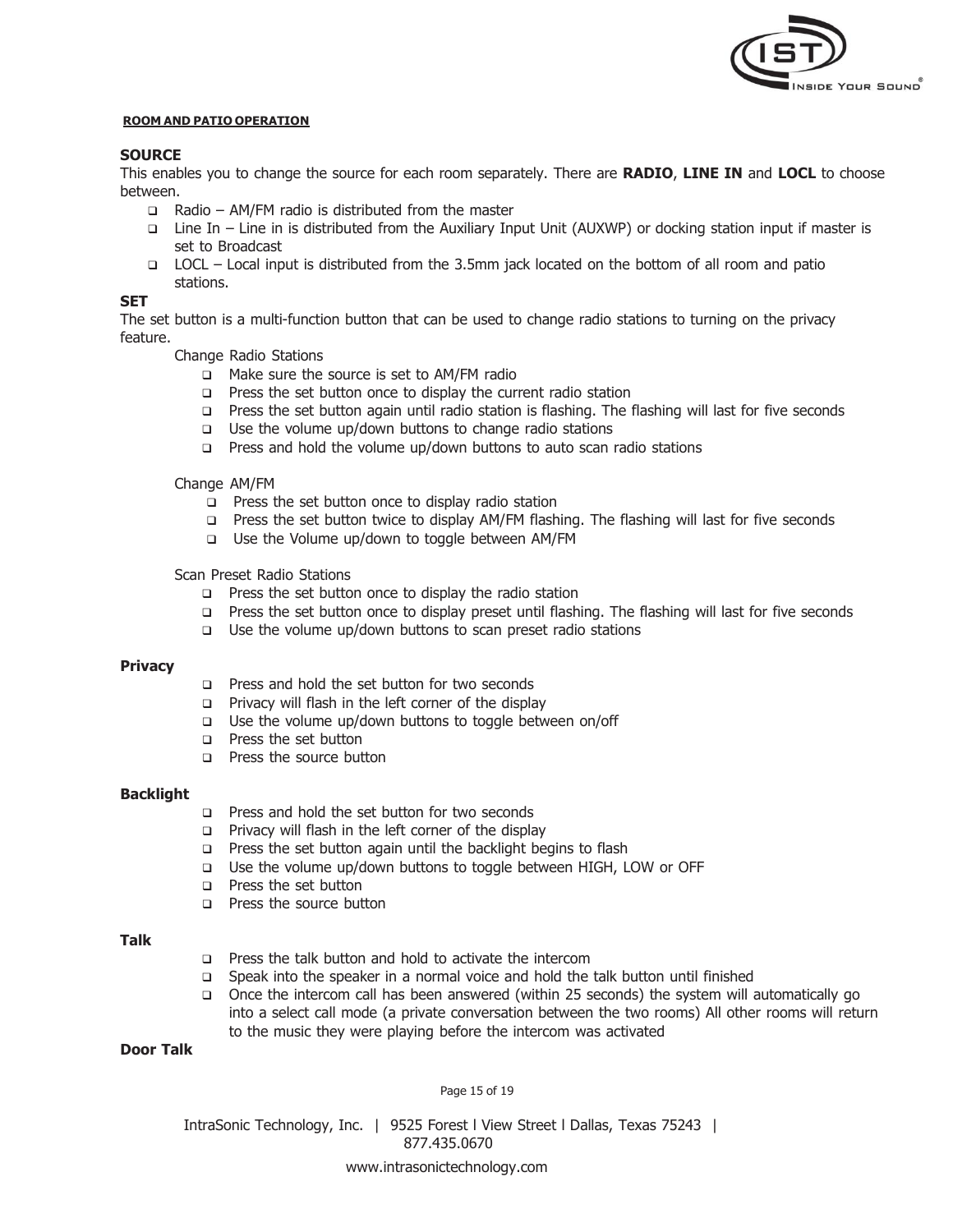**ROOM AND PATIO OPERATION**

**SOURCE**

This enables you to change the source for each room separately. There are **RADIO**, **LINE IN** and **LOCL** to choose between.

- Radio – AM/FM radio is distributed from the master
- Line In – Line in is distributed from the Auxiliary Input Unit (AUXWP) or docking station input if master is set to Broadcast
- LOCL – Local input is distributed from the 3.5mm jack located on the bottom of all room and patio stations.

**SET**

The set button is a multi-function button that can be used to change radio stations to turning on the privacy feature.

Change Radio Stations

- Make sure the source is set to AM/FM radio
- Press the set button once to display the current radio station
- Press the set button again until radio station is flashing. The flashing will last for five seconds
- Use the volume up/down buttons to change radio stations
- Press and hold the volume up/down buttons to auto scan radio stations

Change AM/FM

- Press the set button once to display radio station
- Press the set button twice to display AM/FM flashing. The flashing will last for five seconds
- Use the Volume up/down to toggle between AM/FM

Scan Preset Radio Stations

- Press the set button once to display the radio station
- Press the set button once to display preset until flashing. The flashing will last for five seconds
- Use the volume up/down buttons to scan preset radio stations

**Privacy**

- Press and hold the set button for two seconds
- Privacy will flash in the left corner of the display
- Use the volume up/down buttons to toggle between on/off
- Press the set button
- Press the source button

**Backlight**

- Press and hold the set button for two seconds
- Privacy will flash in the left corner of the display
- Press the set button again until the backlight begins to flash
- Use the volume up/down buttons to toggle between HIGH, LOW or OFF
- Press the set button
- Press the source button

**Talk**

- Press the talk button and hold to activate the intercom
- Speak into the speaker in a normal voice and hold the talk button until finished
- Once the intercom call has been answered (within 25 seconds) the system will automatically go into a select call mode (a private conversation between the two rooms) All other rooms will return to the music they were playing before the intercom was activated

**Door Talk**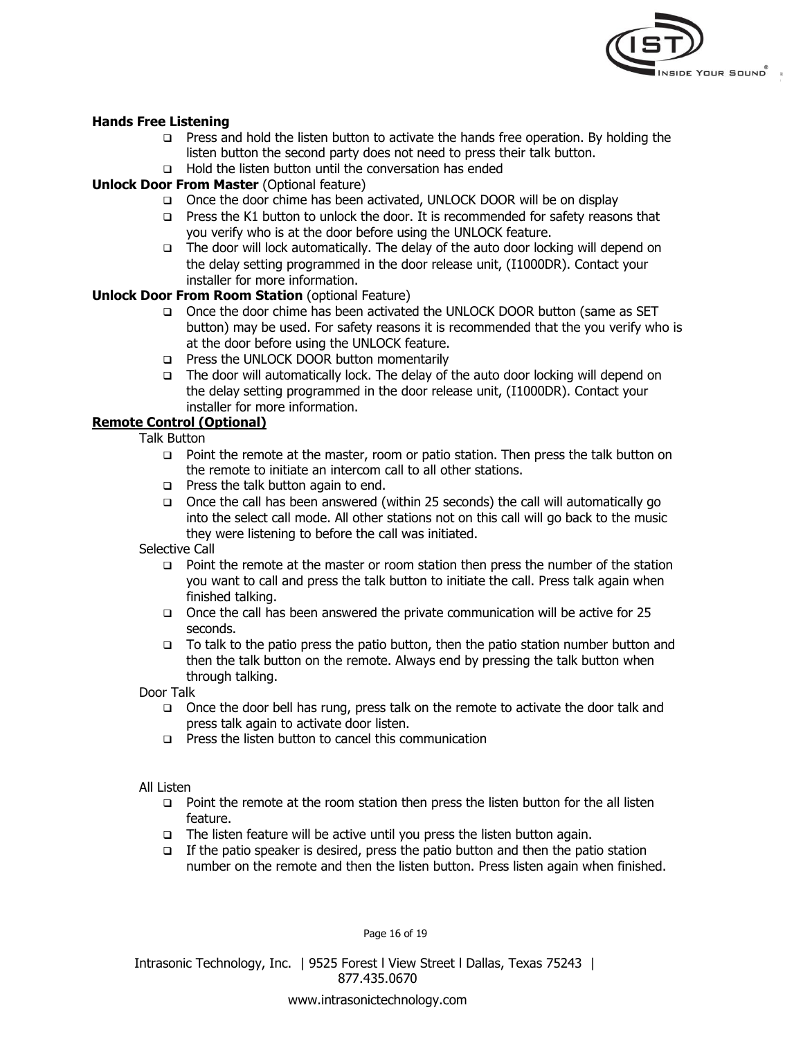**Hands Free Listening**

- Press and hold the listen button to activate the hands free operation. By holding the listen button the second party does not need to press their talk button.
- Hold the listen button until the conversation has ended

**Unlock Door From Master** (Optional feature)

- Once the door chime has been activated, UNLOCK DOOR will be on display
- Press the K1 button to unlock the door. It is recommended for safety reasons that you verify who is at the door before using the UNLOCK feature.
- The door will lock automatically. The delay of the auto door locking will depend on the delay setting programmed in the door release unit, (I1000DR). Contact your installer for more information.

**Unlock Door From Room Station** (optional Feature)

- Once the door chime has been activated the UNLOCK DOOR button (same as SET button) may be used. For safety reasons it is recommended that the you verify who is at the door before using the UNLOCK feature.
- Press the UNLOCK DOOR button momentarily
- The door will automatically lock. The delay of the auto door locking will depend on the delay setting programmed in the door release unit, (I1000DR). Contact your installer for more information.

**<u>Remote Control (Optional)</u>**

Talk Button

- Point the remote at the master, room or patio station. Then press the talk button on the remote to initiate an intercom call to all other stations.
- Press the talk button again to end.
- Once the call has been answered (within 25 seconds) the call will automatically go into the select call mode. All other stations not on this call will go back to the music they were listening to before the call was initiated.

Selective Call

- Point the remote at the master or room station then press the number of the station you want to call and press the talk button to initiate the call. Press talk again when finished talking.
- Once the call has been answered the private communication will be active for 25 seconds.
- To talk to the patio press the patio button, then the patio station number button and then the talk button on the remote. Always end by pressing the talk button when through talking.

Door Talk

- Once the door bell has rung, press talk on the remote to activate the door talk and press talk again to activate door listen.
- Press the listen button to cancel this communication

All Listen

- Point the remote at the room station then press the listen button for the all listen feature.
- The listen feature will be active until you press the listen button again.
- If the patio speaker is desired, press the patio button and then the patio station number on the remote and then the listen button. Press listen again when finished.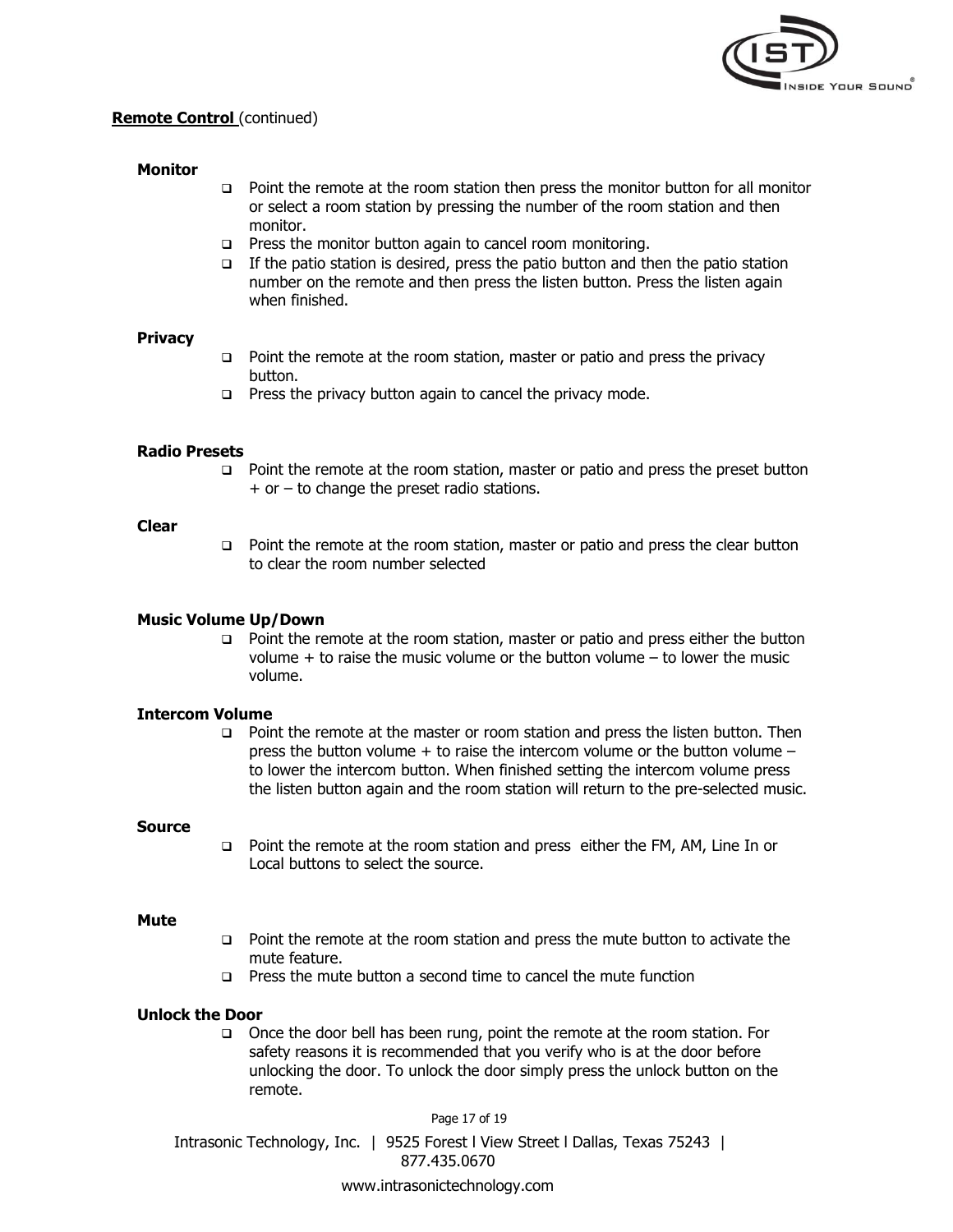**Remote Control** (continued)

**Monitor**

- Point the remote at the room station then press the monitor button for all monitor or select a room station by pressing the number of the room station and then monitor.
- Press the monitor button again to cancel room monitoring.
- If the patio station is desired, press the patio button and then the patio station number on the remote and then press the listen button. Press the listen again when finished.

**Privacy**

- Point the remote at the room station, master or patio and press the privacy button.
- Press the privacy button again to cancel the privacy mode.

**Radio Presets**

- Point the remote at the room station, master or patio and press the preset button + or – to change the preset radio stations.

**Clear**

- Point the remote at the room station, master or patio and press the clear button to clear the room number selected

**Music Volume Up/Down**

- Point the remote at the room station, master or patio and press either the button volume + to raise the music volume or the button volume – to lower the music volume.

**Intercom Volume**

- Point the remote at the master or room station and press the listen button. Then press the button volume + to raise the intercom volume or the button volume – to lower the intercom button. When finished setting the intercom volume press the listen button again and the room station will return to the pre-selected music.

**Source**

- Point the remote at the room station and press either the FM, AM, Line In or Local buttons to select the source.

**Mute**

- Point the remote at the room station and press the mute button to activate the mute feature.
- Press the mute button a second time to cancel the mute function

**Unlock the Door**

- Once the door bell has been rung, point the remote at the room station. For safety reasons it is recommended that you verify who is at the door before unlocking the door. To unlock the door simply press the unlock button on the remote.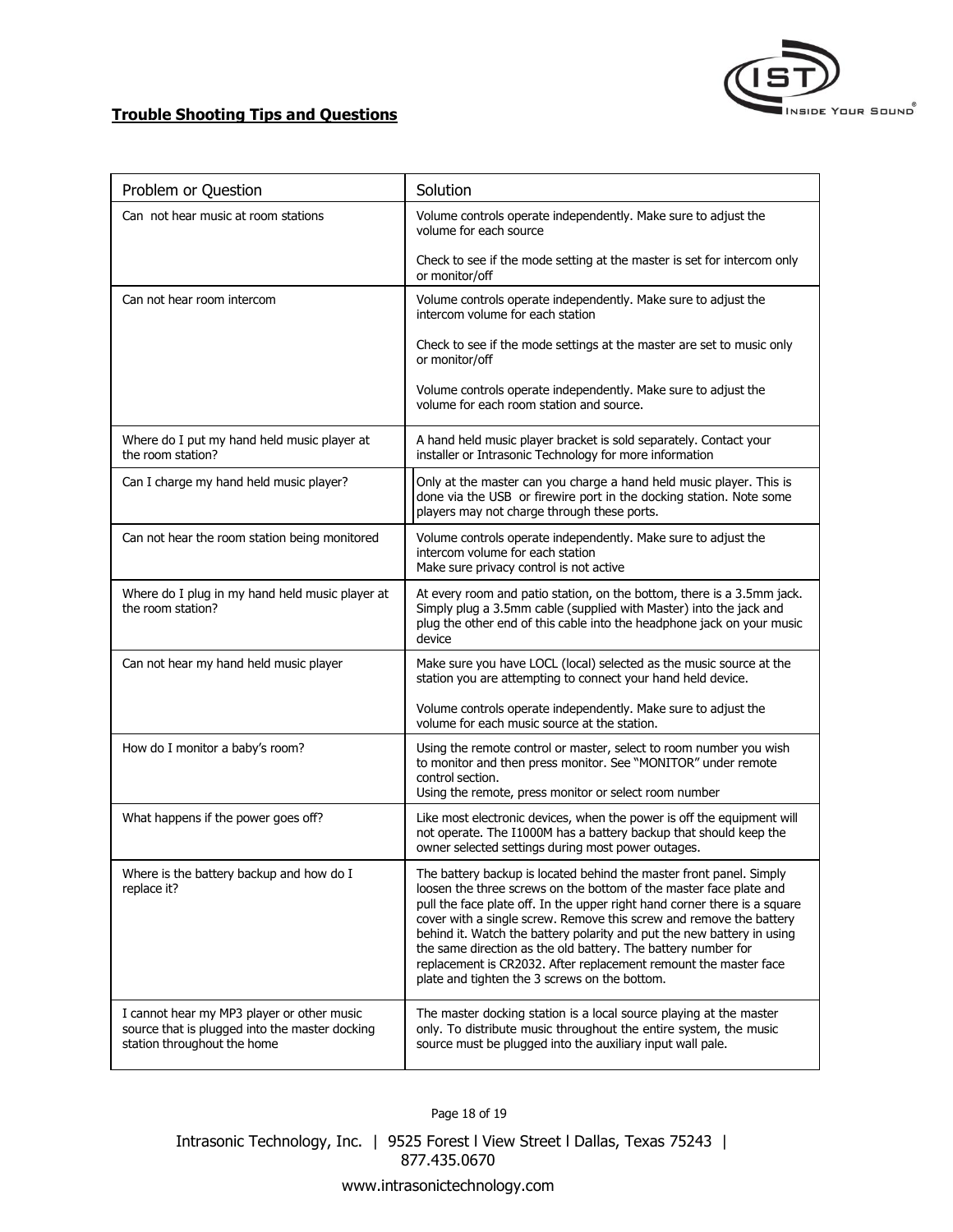## Trouble Shooting Tips and Questions

| Problem or Question | Solution |
|---|---|
| Can not hear music at room stations | Volume controls operate independently. Make sure to adjust the volume for each source<br><br>Check to see if the mode setting at the master is set for intercom only or monitor/off |
| Can not hear room intercom | Volume controls operate independently. Make sure to adjust the intercom volume for each station<br><br>Check to see if the mode settings at the master are set to music only or monitor/off<br><br>Volume controls operate independently. Make sure to adjust the volume for each room station and source. |
| Where do I put my hand held music player at the room station? | A hand held music player bracket is sold separately. Contact your installer or Intrasonic Technology for more information |
| Can I charge my hand held music player? | Only at the master can you charge a hand held music player. This is done via the USB or firewire port in the docking station. Note some players may not charge through these ports. |
| Can not hear the room station being monitored | Volume controls operate independently. Make sure to adjust the intercom volume for each station<br>Make sure privacy control is not active |
| Where do I plug in my hand held music player at the room station? | At every room and patio station, on the bottom, there is a 3.5mm jack. Simply plug a 3.5mm cable (supplied with Master) into the jack and plug the other end of this cable into the headphone jack on your music device |
| Can not hear my hand held music player | Make sure you have LOCL (local) selected as the music source at the station you are attempting to connect your hand held device.<br><br>Volume controls operate independently. Make sure to adjust the volume for each music source at the station. |
| How do I monitor a baby's room? | Using the remote control or master, select to room number you wish to monitor and then press monitor. See "MONITOR" under remote control section.<br>Using the remote, press monitor or select room number |
| What happens if the power goes off? | Like most electronic devices, when the power is off the equipment will not operate. The I1000M has a battery backup that should keep the owner selected settings during most power outages. |
| Where is the battery backup and how do I replace it? | The battery backup is located behind the master front panel. Simply loosen the three screws on the bottom of the master face plate and pull the face plate off. In the upper right hand corner there is a square cover with a single screw. Remove this screw and remove the battery behind it. Watch the battery polarity and put the new battery in using the same direction as the old battery. The battery number for replacement is CR2032. After replacement remount the master face plate and tighten the 3 screws on the bottom. |
| I cannot hear my MP3 player or other music source that is plugged into the master docking station throughout the home | The master docking station is a local source playing at the master only. To distribute music throughout the entire system, the music source must be plugged into the auxiliary input wall pale. |

Intrasonic Technology, Inc. | 9525 Forest l View Street l Dallas, Texas 75243 | 877.435.0670

www.intrasonictechnology.com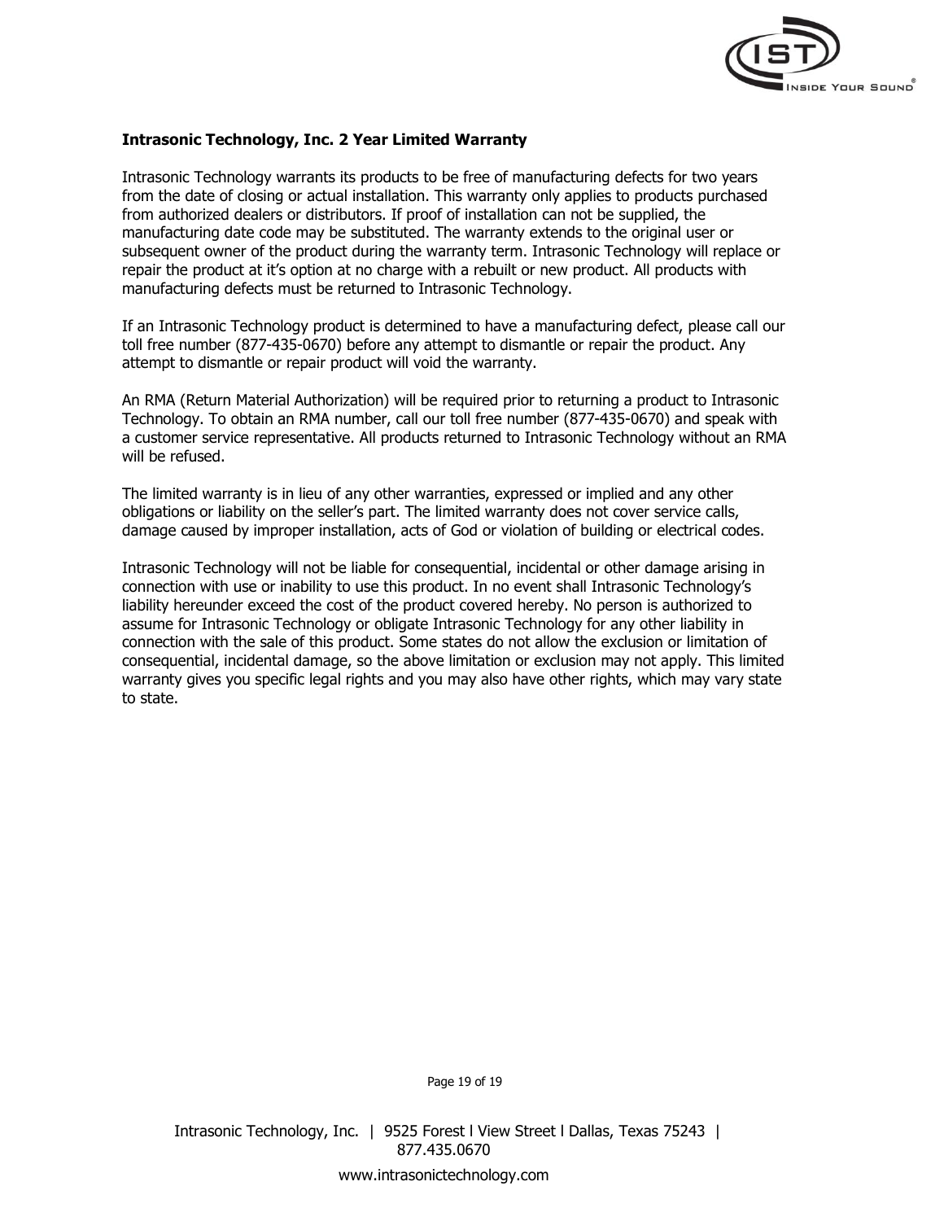**Intrasonic Technology, Inc. 2 Year Limited Warranty**

Intrasonic Technology warrants its products to be free of manufacturing defects for two years from the date of closing or actual installation. This warranty only applies to products purchased from authorized dealers or distributors. If proof of installation can not be supplied, the manufacturing date code may be substituted. The warranty extends to the original user or subsequent owner of the product during the warranty term. Intrasonic Technology will replace or repair the product at it's option at no charge with a rebuilt or new product. All products with manufacturing defects must be returned to Intrasonic Technology.

If an Intrasonic Technology product is determined to have a manufacturing defect, please call our toll free number (877-435-0670) before any attempt to dismantle or repair the product. Any attempt to dismantle or repair product will void the warranty.

An RMA (Return Material Authorization) will be required prior to returning a product to Intrasonic Technology. To obtain an RMA number, call our toll free number (877-435-0670) and speak with a customer service representative. All products returned to Intrasonic Technology without an RMA will be refused.

The limited warranty is in lieu of any other warranties, expressed or implied and any other obligations or liability on the seller's part. The limited warranty does not cover service calls, damage caused by improper installation, acts of God or violation of building or electrical codes.

Intrasonic Technology will not be liable for consequential, incidental or other damage arising in connection with use or inability to use this product. In no event shall Intrasonic Technology's liability hereunder exceed the cost of the product covered hereby. No person is authorized to assume for Intrasonic Technology or obligate Intrasonic Technology for any other liability in connection with the sale of this product. Some states do not allow the exclusion or limitation of consequential, incidental damage, so the above limitation or exclusion may not apply. This limited warranty gives you specific legal rights and you may also have other rights, which may vary state to state.